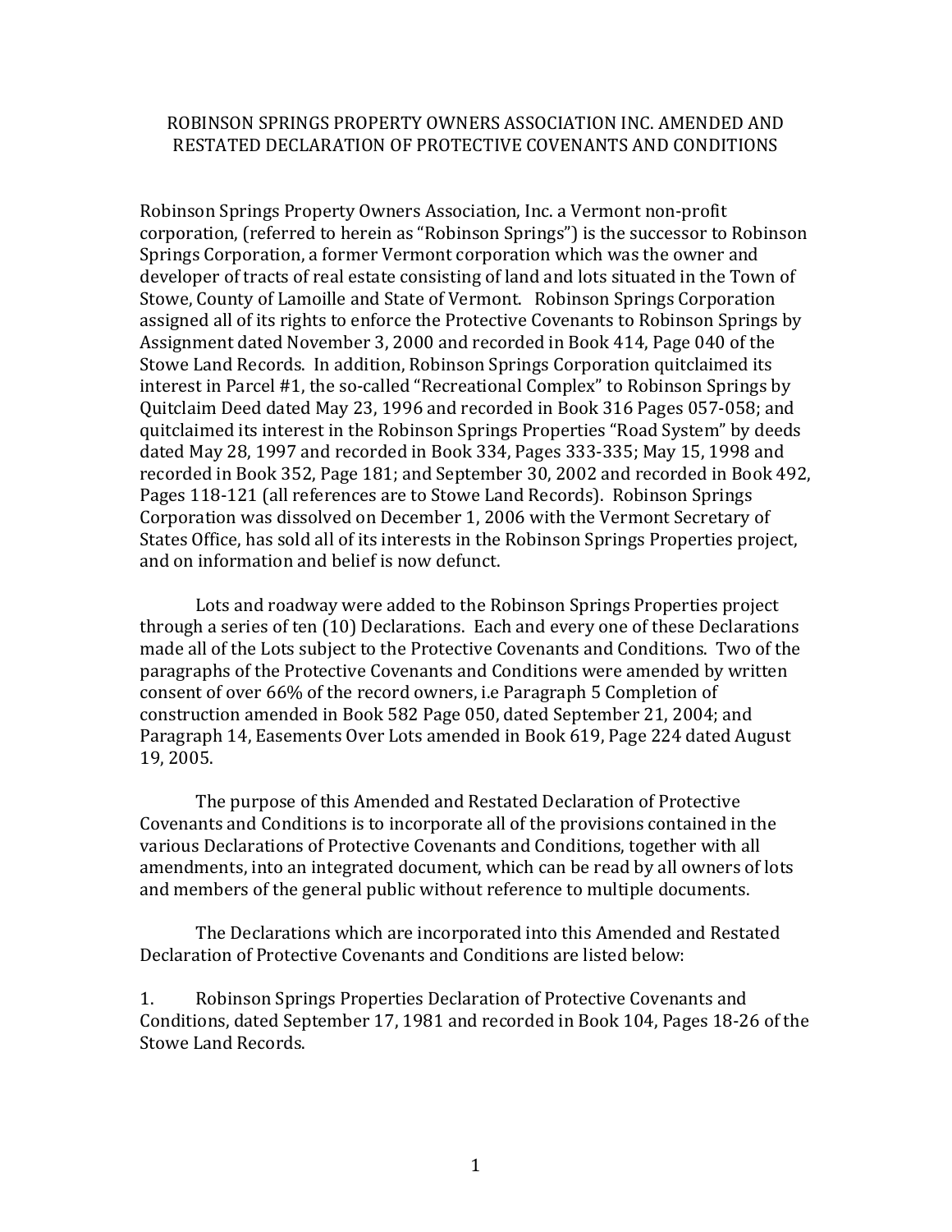# ROBINSON SPRINGS PROPERTY OWNERS ASSOCIATION INC. AMENDED AND RESTATED DECLARATION OF PROTECTIVE COVENANTS AND CONDITIONS

Robinson Springs Property Owners Association, Inc. a Vermont non-profit corporation, (referred to herein as "Robinson Springs") is the successor to Robinson Springs Corporation, a former Vermont corporation which was the owner and developer of tracts of real estate consisting of land and lots situated in the Town of Stowe, County of Lamoille and State of Vermont. Robinson Springs Corporation assigned all of its rights to enforce the Protective Covenants to Robinson Springs by Assignment dated November 3, 2000 and recorded in Book 414, Page 040 of the Stowe Land Records. In addition, Robinson Springs Corporation quitclaimed its interest in Parcel #1, the so-called "Recreational Complex" to Robinson Springs by Quitclaim Deed dated May 23, 1996 and recorded in Book 316 Pages 057-058; and quitclaimed its interest in the Robinson Springs Properties "Road System" by deeds dated May 28, 1997 and recorded in Book 334, Pages 333-335; May 15, 1998 and recorded in Book 352, Page 181; and September 30, 2002 and recorded in Book 492, Pages 118-121 (all references are to Stowe Land Records). Robinson Springs Corporation was dissolved on December 1, 2006 with the Vermont Secretary of States Office, has sold all of its interests in the Robinson Springs Properties project, and on information and belief is now defunct.

Lots and roadway were added to the Robinson Springs Properties project through a series of ten (10) Declarations. Each and every one of these Declarations made all of the Lots subject to the Protective Covenants and Conditions. Two of the paragraphs of the Protective Covenants and Conditions were amended by written consent of over 66% of the record owners, i.e Paragraph 5 Completion of construction amended in Book 582 Page 050, dated September 21, 2004; and Paragraph 14, Easements Over Lots amended in Book 619, Page 224 dated August 19, 2005.

The purpose of this Amended and Restated Declaration of Protective Covenants and Conditions is to incorporate all of the provisions contained in the various Declarations of Protective Covenants and Conditions, together with all amendments, into an integrated document, which can be read by all owners of lots and members of the general public without reference to multiple documents.

The Declarations which are incorporated into this Amended and Restated Declaration of Protective Covenants and Conditions are listed below:

1. Robinson Springs Properties Declaration of Protective Covenants and Conditions, dated September 17, 1981 and recorded in Book 104, Pages 18-26 of the Stowe Land Records.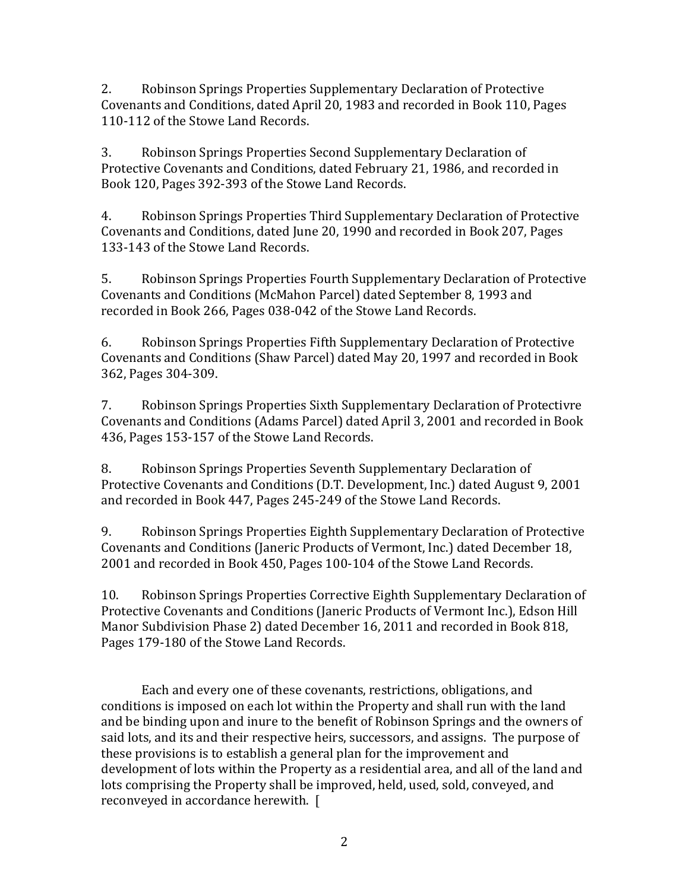2. Robinson Springs Properties Supplementary Declaration of Protective Covenants and Conditions, dated April 20, 1983 and recorded in Book 110, Pages 110-112 of the Stowe Land Records.

3. Robinson Springs Properties Second Supplementary Declaration of Protective Covenants and Conditions, dated February 21, 1986, and recorded in Book 120, Pages 392-393 of the Stowe Land Records.

4. Robinson Springs Properties Third Supplementary Declaration of Protective Covenants and Conditions, dated June 20, 1990 and recorded in Book 207, Pages 133-143 of the Stowe Land Records.

5. Robinson Springs Properties Fourth Supplementary Declaration of Protective Covenants and Conditions (McMahon Parcel) dated September 8, 1993 and recorded in Book 266, Pages 038-042 of the Stowe Land Records.

6. Robinson Springs Properties Fifth Supplementary Declaration of Protective Covenants and Conditions (Shaw Parcel) dated May 20, 1997 and recorded in Book 362, Pages 304-309.

7. Robinson Springs Properties Sixth Supplementary Declaration of Protectivre Covenants and Conditions (Adams Parcel) dated April 3, 2001 and recorded in Book 436, Pages 153-157 of the Stowe Land Records.

8. Robinson Springs Properties Seventh Supplementary Declaration of Protective Covenants and Conditions (D.T. Development, Inc.) dated August 9, 2001 and recorded in Book 447, Pages 245-249 of the Stowe Land Records.

9. Robinson Springs Properties Eighth Supplementary Declaration of Protective Covenants and Conditions (Janeric Products of Vermont, Inc.) dated December 18, 2001 and recorded in Book 450, Pages 100-104 of the Stowe Land Records.

10. Robinson Springs Properties Corrective Eighth Supplementary Declaration of Protective Covenants and Conditions (Janeric Products of Vermont Inc.), Edson Hill Manor Subdivision Phase 2) dated December 16, 2011 and recorded in Book 818, Pages 179-180 of the Stowe Land Records.

Each and every one of these covenants, restrictions, obligations, and conditions is imposed on each lot within the Property and shall run with the land and be binding upon and inure to the benefit of Robinson Springs and the owners of said lots, and its and their respective heirs, successors, and assigns. The purpose of these provisions is to establish a general plan for the improvement and development of lots within the Property as a residential area, and all of the land and lots comprising the Property shall be improved, held, used, sold, conveyed, and reconveyed in accordance herewith. [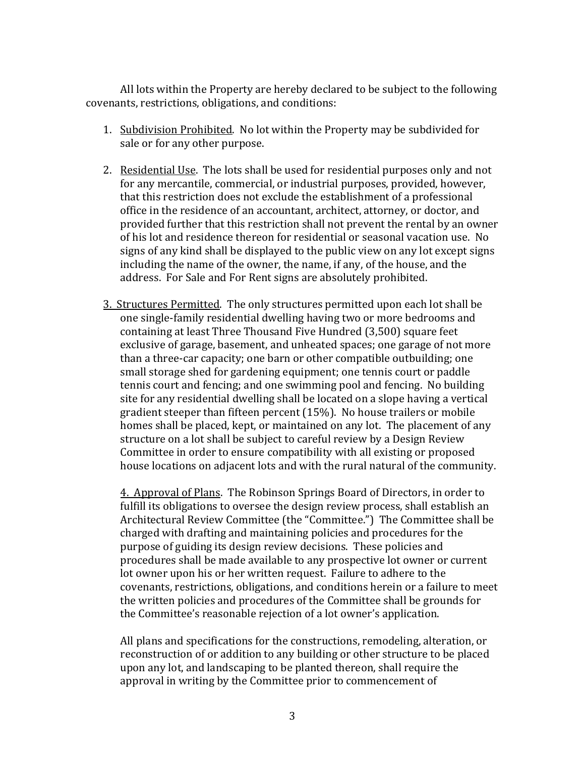All lots within the Property are hereby declared to be subject to the following covenants, restrictions, obligations, and conditions:

1. <u>Subdivision Prohibited</u>. No lot within the Property may be subdivided for sale or for any other purpose.

2. <u>Residential Use</u>. The lots shall be used for residential purposes only and not for any mercantile, commercial, or industrial purposes, provided, however, that this restriction does not exclude the establishment of a professional office in the residence of an accountant, architect, attorney, or doctor, and provided further that this restriction shall not prevent the rental by an owner of his lot and residence thereon for residential or seasonal vacation use. No signs of any kind shall be displayed to the public view on any lot except signs including the name of the owner, the name, if any, of the house, and the address. For Sale and For Rent signs are absolutely prohibited.

3. <u>Structures Permitted</u>. The only structures permitted upon each lot shall be one single-family residential dwelling having two or more bedrooms and containing at least Three Thousand Five Hundred (3,500) square feet exclusive of garage, basement, and unheated spaces; one garage of not more than a three-car capacity; one barn or other compatible outbuilding; one small storage shed for gardening equipment; one tennis court or paddle tennis court and fencing; and one swimming pool and fencing. No building site for any residential dwelling shall be located on a slope having a vertical gradient steeper than fifteen percent (15%). No house trailers or mobile homes shall be placed, kept, or maintained on any lot. The placement of any structure on a lot shall be subject to careful review by a Design Review Committee in order to ensure compatibility with all existing or proposed house locations on adjacent lots and with the rural natural of the community.

4. <u>Approval of Plans</u>. The Robinson Springs Board of Directors, in order to fulfill its obligations to oversee the design review process, shall establish an Architectural Review Committee (the "Committee.") The Committee shall be charged with drafting and maintaining policies and procedures for the purpose of guiding its design review decisions. These policies and procedures shall be made available to any prospective lot owner or current lot owner upon his or her written request. Failure to adhere to the covenants, restrictions, obligations, and conditions herein or a failure to meet the written policies and procedures of the Committee shall be grounds for the Committee's reasonable rejection of a lot owner's application.

   All plans and specifications for the constructions, remodeling, alteration, or reconstruction of or addition to any building or other structure to be placed upon any lot, and landscaping to be planted thereon, shall require the approval in writing by the Committee prior to commencement of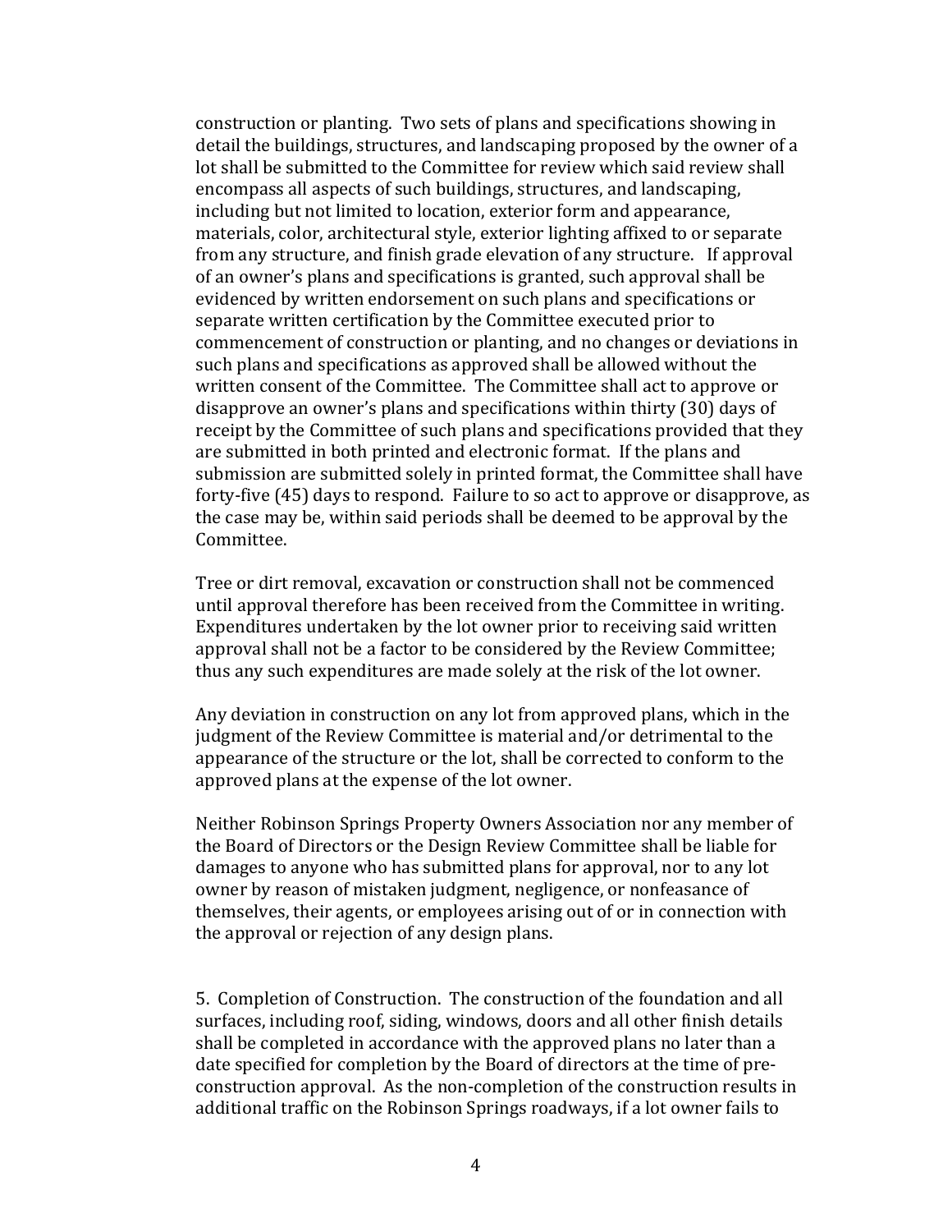construction or planting. Two sets of plans and specifications showing in detail the buildings, structures, and landscaping proposed by the owner of a lot shall be submitted to the Committee for review which said review shall encompass all aspects of such buildings, structures, and landscaping, including but not limited to location, exterior form and appearance, materials, color, architectural style, exterior lighting affixed to or separate from any structure, and finish grade elevation of any structure. If approval of an owner's plans and specifications is granted, such approval shall be evidenced by written endorsement on such plans and specifications or separate written certification by the Committee executed prior to commencement of construction or planting, and no changes or deviations in such plans and specifications as approved shall be allowed without the written consent of the Committee. The Committee shall act to approve or disapprove an owner's plans and specifications within thirty (30) days of receipt by the Committee of such plans and specifications provided that they are submitted in both printed and electronic format. If the plans and submission are submitted solely in printed format, the Committee shall have forty-five (45) days to respond. Failure to so act to approve or disapprove, as the case may be, within said periods shall be deemed to be approval by the Committee.

Tree or dirt removal, excavation or construction shall not be commenced until approval therefore has been received from the Committee in writing. Expenditures undertaken by the lot owner prior to receiving said written approval shall not be a factor to be considered by the Review Committee; thus any such expenditures are made solely at the risk of the lot owner.

Any deviation in construction on any lot from approved plans, which in the judgment of the Review Committee is material and/or detrimental to the appearance of the structure or the lot, shall be corrected to conform to the approved plans at the expense of the lot owner.

Neither Robinson Springs Property Owners Association nor any member of the Board of Directors or the Design Review Committee shall be liable for damages to anyone who has submitted plans for approval, nor to any lot owner by reason of mistaken judgment, negligence, or nonfeasance of themselves, their agents, or employees arising out of or in connection with the approval or rejection of any design plans.

5. Completion of Construction. The construction of the foundation and all surfaces, including roof, siding, windows, doors and all other finish details shall be completed in accordance with the approved plans no later than a date specified for completion by the Board of directors at the time of pre-construction approval. As the non-completion of the construction results in additional traffic on the Robinson Springs roadways, if a lot owner fails to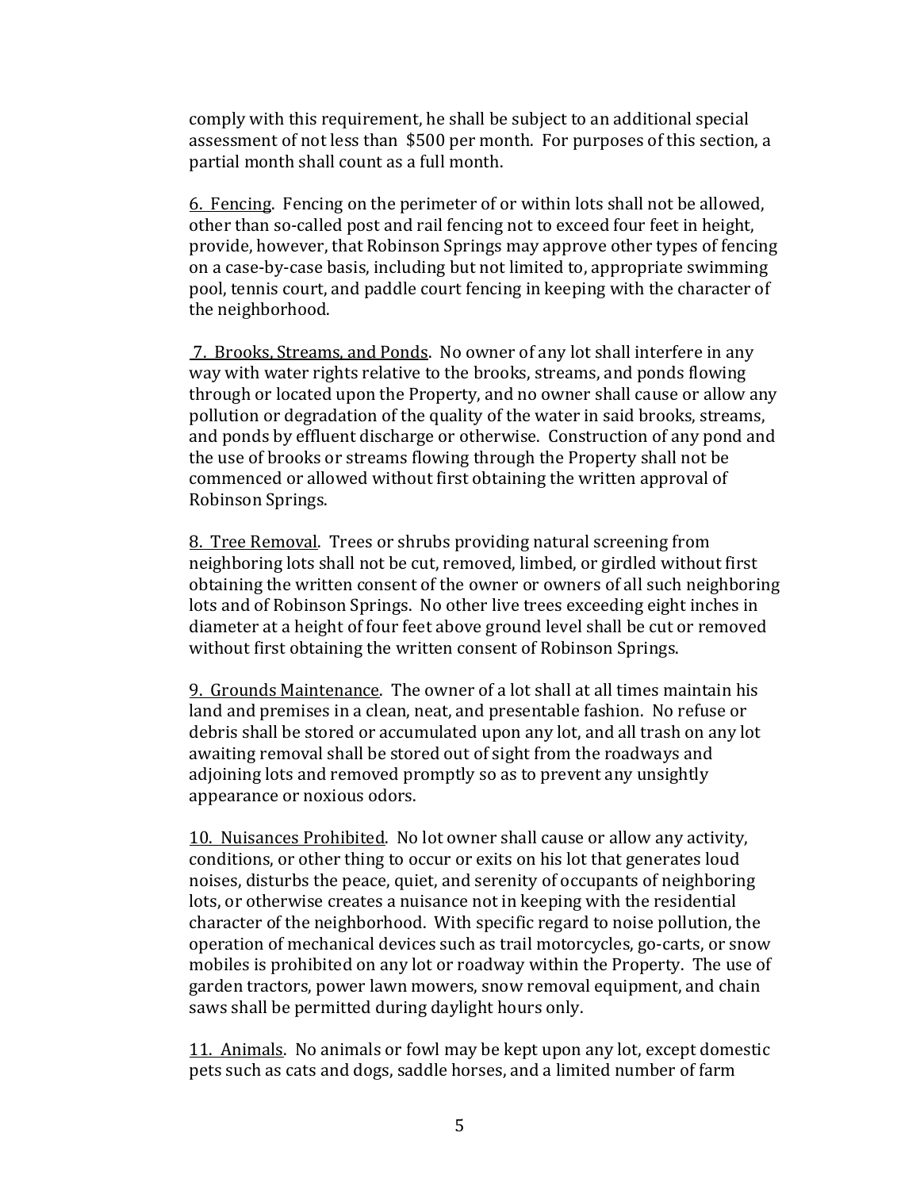comply with this requirement, he shall be subject to an additional special assessment of not less than  $500 per month.  For purposes of this section, a partial month shall count as a full month.

<u>6.  Fencing</u>.  Fencing on the perimeter of or within lots shall not be allowed, other than so-called post and rail fencing not to exceed four feet in height, provide, however, that Robinson Springs may approve other types of fencing on a case-by-case basis, including but not limited to, appropriate swimming pool, tennis court, and paddle court fencing in keeping with the character of the neighborhood.

<u>7.  Brooks, Streams, and Ponds</u>.  No owner of any lot shall interfere in any way with water rights relative to the brooks, streams, and ponds flowing through or located upon the Property, and no owner shall cause or allow any pollution or degradation of the quality of the water in said brooks, streams, and ponds by effluent discharge or otherwise.  Construction of any pond and the use of brooks or streams flowing through the Property shall not be commenced or allowed without first obtaining the written approval of Robinson Springs.

<u>8.  Tree Removal</u>.  Trees or shrubs providing natural screening from neighboring lots shall not be cut, removed, limbed, or girdled without first obtaining the written consent of the owner or owners of all such neighboring lots and of Robinson Springs.  No other live trees exceeding eight inches in diameter at a height of four feet above ground level shall be cut or removed without first obtaining the written consent of Robinson Springs.

<u>9.  Grounds Maintenance</u>.  The owner of a lot shall at all times maintain his land and premises in a clean, neat, and presentable fashion.  No refuse or debris shall be stored or accumulated upon any lot, and all trash on any lot awaiting removal shall be stored out of sight from the roadways and adjoining lots and removed promptly so as to prevent any unsightly appearance or noxious odors.

<u>10.  Nuisances Prohibited</u>.  No lot owner shall cause or allow any activity, conditions, or other thing to occur or exits on his lot that generates loud noises, disturbs the peace, quiet, and serenity of occupants of neighboring lots, or otherwise creates a nuisance not in keeping with the residential character of the neighborhood.  With specific regard to noise pollution, the operation of mechanical devices such as trail motorcycles, go-carts, or snow mobiles is prohibited on any lot or roadway within the Property.  The use of garden tractors, power lawn mowers, snow removal equipment, and chain saws shall be permitted during daylight hours only.

<u>11.  Animals</u>.  No animals or fowl may be kept upon any lot, except domestic pets such as cats and dogs, saddle horses, and a limited number of farm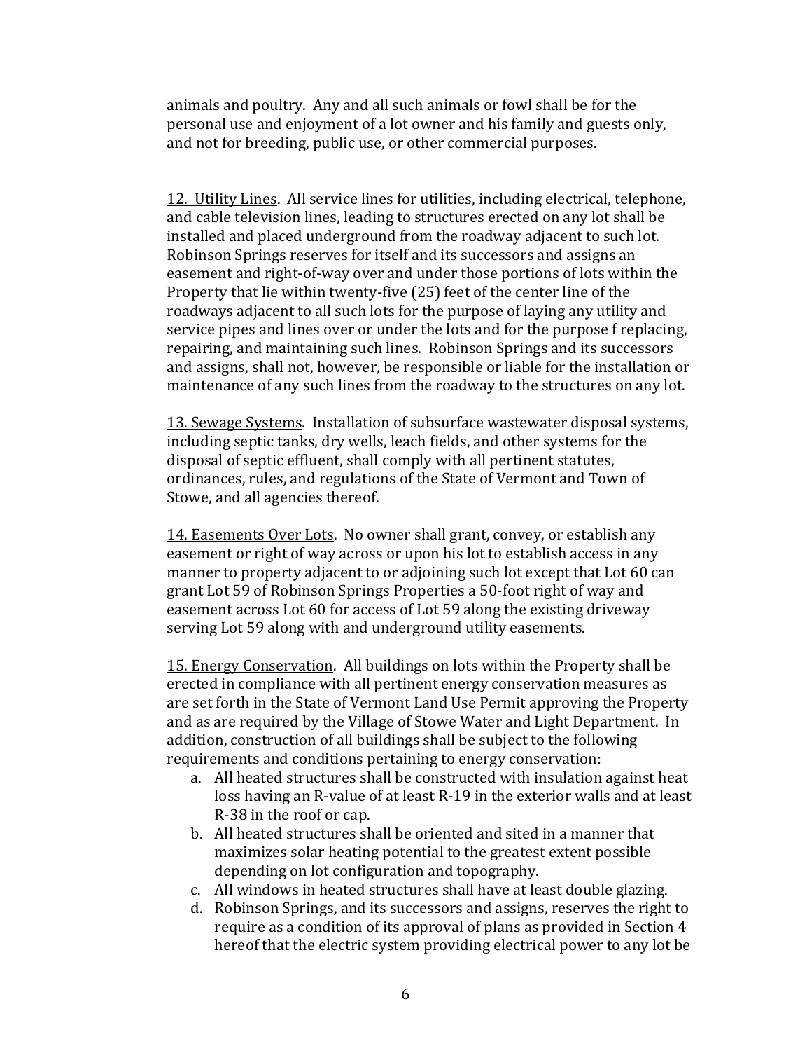animals and poultry. Any and all such animals or fowl shall be for the personal use and enjoyment of a lot owner and his family and guests only, and not for breeding, public use, or other commercial purposes.

<u>12. Utility Lines</u>. All service lines for utilities, including electrical, telephone, and cable television lines, leading to structures erected on any lot shall be installed and placed underground from the roadway adjacent to such lot. Robinson Springs reserves for itself and its successors and assigns an easement and right-of-way over and under those portions of lots within the Property that lie within twenty-five (25) feet of the center line of the roadways adjacent to all such lots for the purpose of laying any utility and service pipes and lines over or under the lots and for the purpose f replacing, repairing, and maintaining such lines. Robinson Springs and its successors and assigns, shall not, however, be responsible or liable for the installation or maintenance of any such lines from the roadway to the structures on any lot.

<u>13. Sewage Systems</u>. Installation of subsurface wastewater disposal systems, including septic tanks, dry wells, leach fields, and other systems for the disposal of septic effluent, shall comply with all pertinent statutes, ordinances, rules, and regulations of the State of Vermont and Town of Stowe, and all agencies thereof.

<u>14. Easements Over Lots</u>. No owner shall grant, convey, or establish any easement or right of way across or upon his lot to establish access in any manner to property adjacent to or adjoining such lot except that Lot 60 can grant Lot 59 of Robinson Springs Properties a 50-foot right of way and easement across Lot 60 for access of Lot 59 along the existing driveway serving Lot 59 along with and underground utility easements.

<u>15. Energy Conservation</u>. All buildings on lots within the Property shall be erected in compliance with all pertinent energy conservation measures as are set forth in the State of Vermont Land Use Permit approving the Property and as are required by the Village of Stowe Water and Light Department. In addition, construction of all buildings shall be subject to the following requirements and conditions pertaining to energy conservation:

a. All heated structures shall be constructed with insulation against heat loss having an R-value of at least R-19 in the exterior walls and at least R-38 in the roof or cap.
b. All heated structures shall be oriented and sited in a manner that maximizes solar heating potential to the greatest extent possible depending on lot configuration and topography.
c. All windows in heated structures shall have at least double glazing.
d. Robinson Springs, and its successors and assigns, reserves the right to require as a condition of its approval of plans as provided in Section 4 hereof that the electric system providing electrical power to any lot be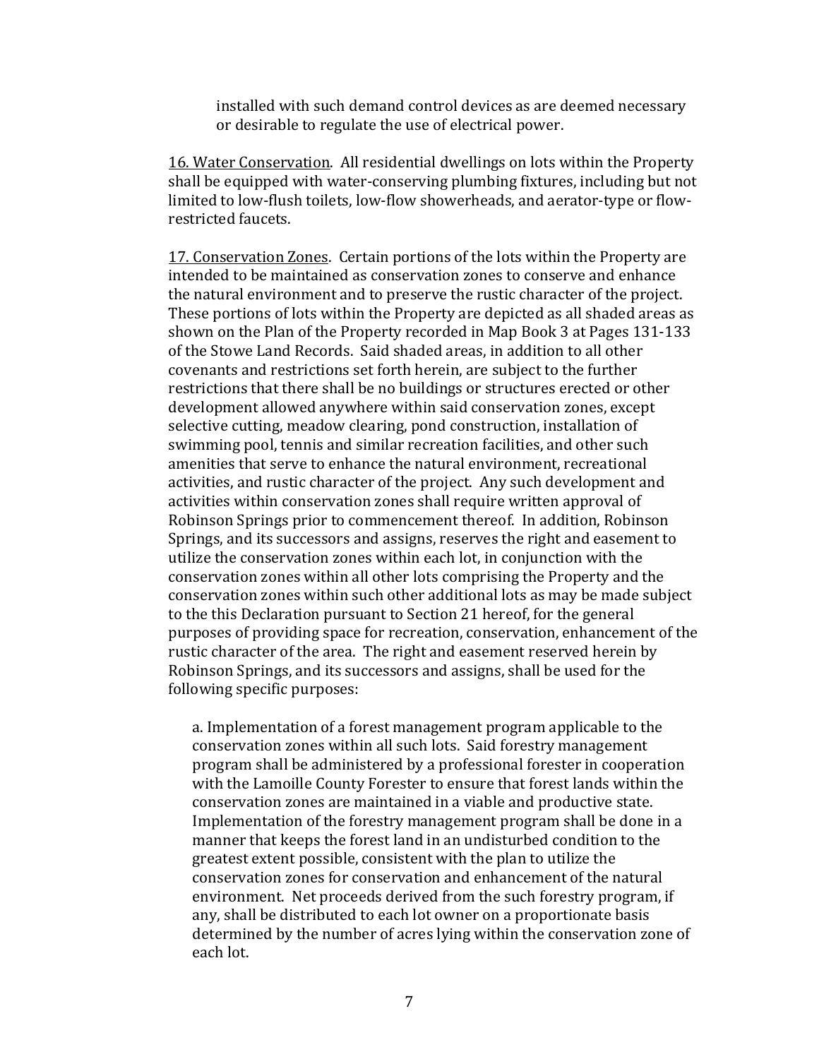installed with such demand control devices as are deemed necessary or desirable to regulate the use of electrical power.

16. Water Conservation. All residential dwellings on lots within the Property shall be equipped with water-conserving plumbing fixtures, including but not limited to low-flush toilets, low-flow showerheads, and aerator-type or flow-restricted faucets.

17. Conservation Zones. Certain portions of the lots within the Property are intended to be maintained as conservation zones to conserve and enhance the natural environment and to preserve the rustic character of the project. These portions of lots within the Property are depicted as all shaded areas as shown on the Plan of the Property recorded in Map Book 3 at Pages 131-133 of the Stowe Land Records. Said shaded areas, in addition to all other covenants and restrictions set forth herein, are subject to the further restrictions that there shall be no buildings or structures erected or other development allowed anywhere within said conservation zones, except selective cutting, meadow clearing, pond construction, installation of swimming pool, tennis and similar recreation facilities, and other such amenities that serve to enhance the natural environment, recreational activities, and rustic character of the project. Any such development and activities within conservation zones shall require written approval of Robinson Springs prior to commencement thereof. In addition, Robinson Springs, and its successors and assigns, reserves the right and easement to utilize the conservation zones within each lot, in conjunction with the conservation zones within all other lots comprising the Property and the conservation zones within such other additional lots as may be made subject to the this Declaration pursuant to Section 21 hereof, for the general purposes of providing space for recreation, conservation, enhancement of the rustic character of the area. The right and easement reserved herein by Robinson Springs, and its successors and assigns, shall be used for the following specific purposes:

a. Implementation of a forest management program applicable to the conservation zones within all such lots. Said forestry management program shall be administered by a professional forester in cooperation with the Lamoille County Forester to ensure that forest lands within the conservation zones are maintained in a viable and productive state. Implementation of the forestry management program shall be done in a manner that keeps the forest land in an undisturbed condition to the greatest extent possible, consistent with the plan to utilize the conservation zones for conservation and enhancement of the natural environment. Net proceeds derived from the such forestry program, if any, shall be distributed to each lot owner on a proportionate basis determined by the number of acres lying within the conservation zone of each lot.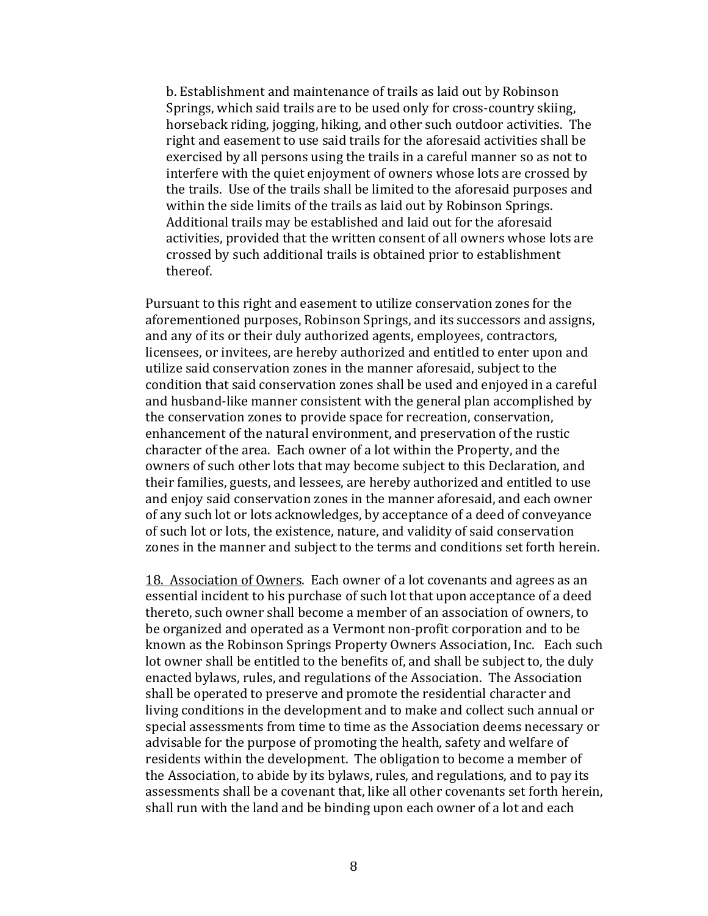b. Establishment and maintenance of trails as laid out by Robinson Springs, which said trails are to be used only for cross-country skiing, horseback riding, jogging, hiking, and other such outdoor activities. The right and easement to use said trails for the aforesaid activities shall be exercised by all persons using the trails in a careful manner so as not to interfere with the quiet enjoyment of owners whose lots are crossed by the trails. Use of the trails shall be limited to the aforesaid purposes and within the side limits of the trails as laid out by Robinson Springs. Additional trails may be established and laid out for the aforesaid activities, provided that the written consent of all owners whose lots are crossed by such additional trails is obtained prior to establishment thereof.

Pursuant to this right and easement to utilize conservation zones for the aforementioned purposes, Robinson Springs, and its successors and assigns, and any of its or their duly authorized agents, employees, contractors, licensees, or invitees, are hereby authorized and entitled to enter upon and utilize said conservation zones in the manner aforesaid, subject to the condition that said conservation zones shall be used and enjoyed in a careful and husband-like manner consistent with the general plan accomplished by the conservation zones to provide space for recreation, conservation, enhancement of the natural environment, and preservation of the rustic character of the area. Each owner of a lot within the Property, and the owners of such other lots that may become subject to this Declaration, and their families, guests, and lessees, are hereby authorized and entitled to use and enjoy said conservation zones in the manner aforesaid, and each owner of any such lot or lots acknowledges, by acceptance of a deed of conveyance of such lot or lots, the existence, nature, and validity of said conservation zones in the manner and subject to the terms and conditions set forth herein.

<u>18. Association of Owners</u>. Each owner of a lot covenants and agrees as an essential incident to his purchase of such lot that upon acceptance of a deed thereto, such owner shall become a member of an association of owners, to be organized and operated as a Vermont non-profit corporation and to be known as the Robinson Springs Property Owners Association, Inc. Each such lot owner shall be entitled to the benefits of, and shall be subject to, the duly enacted bylaws, rules, and regulations of the Association. The Association shall be operated to preserve and promote the residential character and living conditions in the development and to make and collect such annual or special assessments from time to time as the Association deems necessary or advisable for the purpose of promoting the health, safety and welfare of residents within the development. The obligation to become a member of the Association, to abide by its bylaws, rules, and regulations, and to pay its assessments shall be a covenant that, like all other covenants set forth herein, shall run with the land and be binding upon each owner of a lot and each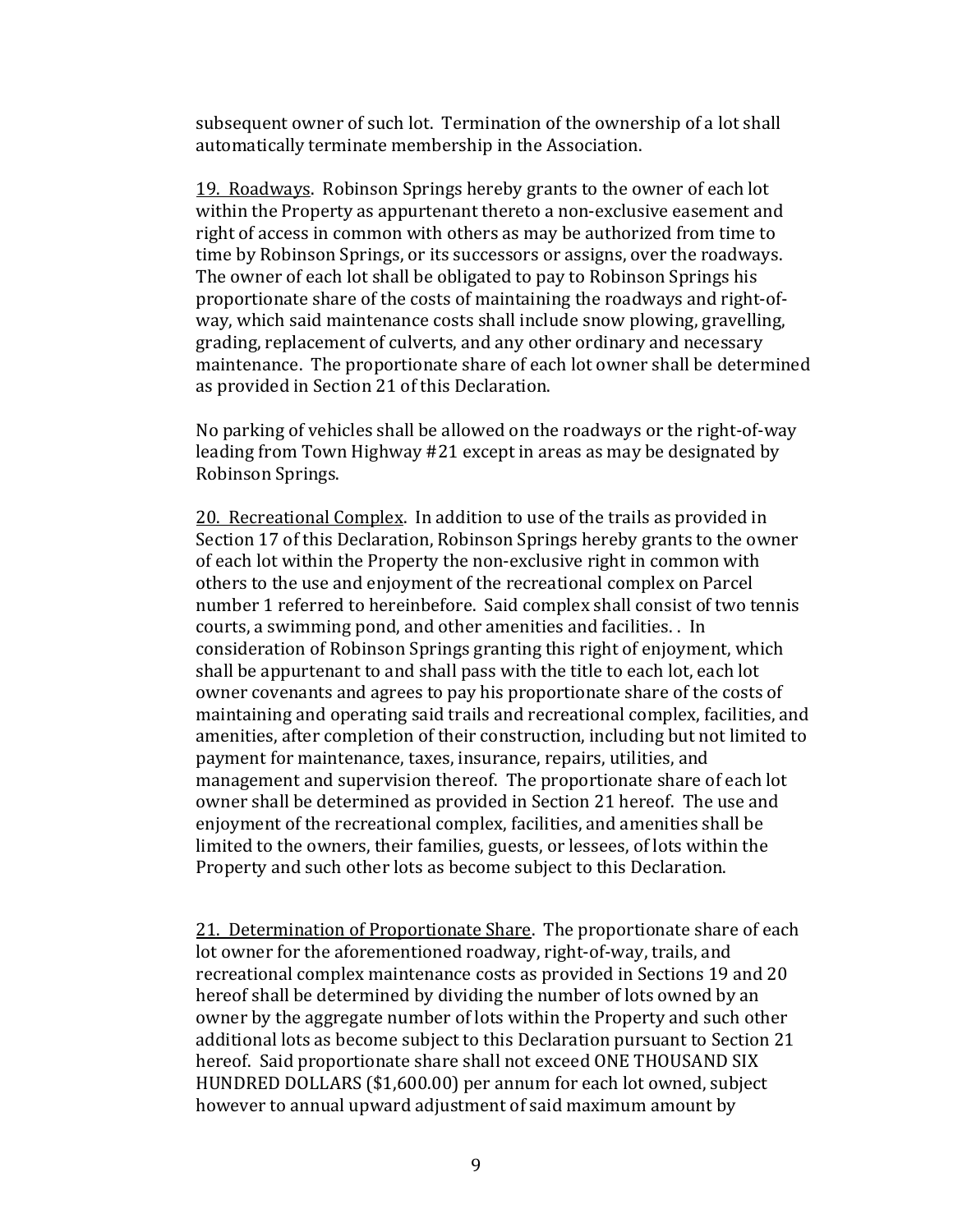subsequent owner of such lot. Termination of the ownership of a lot shall automatically terminate membership in the Association.

<u>19. Roadways</u>. Robinson Springs hereby grants to the owner of each lot within the Property as appurtenant thereto a non-exclusive easement and right of access in common with others as may be authorized from time to time by Robinson Springs, or its successors or assigns, over the roadways. The owner of each lot shall be obligated to pay to Robinson Springs his proportionate share of the costs of maintaining the roadways and right-of-way, which said maintenance costs shall include snow plowing, gravelling, grading, replacement of culverts, and any other ordinary and necessary maintenance. The proportionate share of each lot owner shall be determined as provided in Section 21 of this Declaration.

No parking of vehicles shall be allowed on the roadways or the right-of-way leading from Town Highway #21 except in areas as may be designated by Robinson Springs.

<u>20. Recreational Complex</u>. In addition to use of the trails as provided in Section 17 of this Declaration, Robinson Springs hereby grants to the owner of each lot within the Property the non-exclusive right in common with others to the use and enjoyment of the recreational complex on Parcel number 1 referred to hereinbefore. Said complex shall consist of two tennis courts, a swimming pond, and other amenities and facilities. . In consideration of Robinson Springs granting this right of enjoyment, which shall be appurtenant to and shall pass with the title to each lot, each lot owner covenants and agrees to pay his proportionate share of the costs of maintaining and operating said trails and recreational complex, facilities, and amenities, after completion of their construction, including but not limited to payment for maintenance, taxes, insurance, repairs, utilities, and management and supervision thereof. The proportionate share of each lot owner shall be determined as provided in Section 21 hereof. The use and enjoyment of the recreational complex, facilities, and amenities shall be limited to the owners, their families, guests, or lessees, of lots within the Property and such other lots as become subject to this Declaration.

<u>21. Determination of Proportionate Share</u>. The proportionate share of each lot owner for the aforementioned roadway, right-of-way, trails, and recreational complex maintenance costs as provided in Sections 19 and 20 hereof shall be determined by dividing the number of lots owned by an owner by the aggregate number of lots within the Property and such other additional lots as become subject to this Declaration pursuant to Section 21 hereof. Said proportionate share shall not exceed ONE THOUSAND SIX HUNDRED DOLLARS ($1,600.00) per annum for each lot owned, subject however to annual upward adjustment of said maximum amount by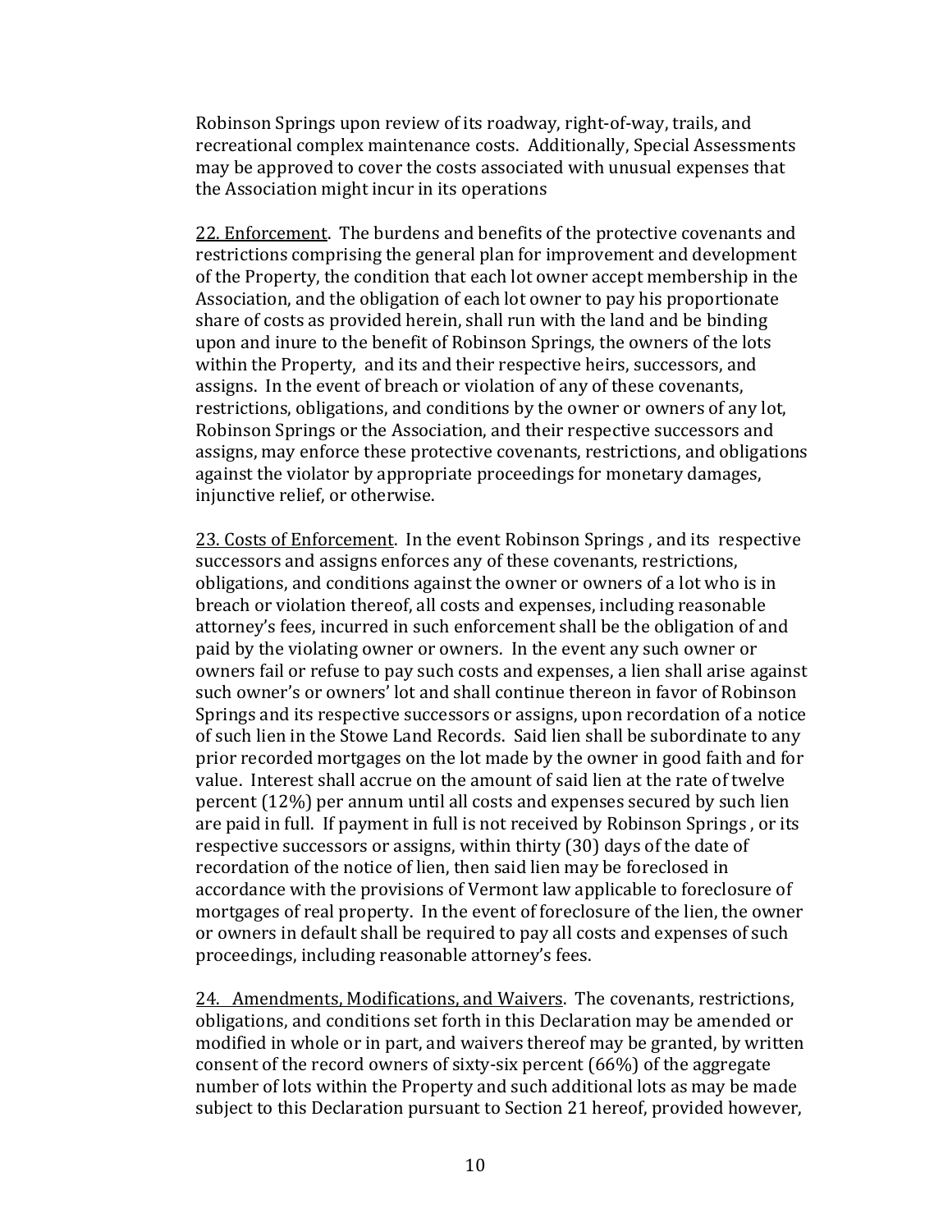Robinson Springs upon review of its roadway, right-of-way, trails, and recreational complex maintenance costs. Additionally, Special Assessments may be approved to cover the costs associated with unusual expenses that the Association might incur in its operations

<u>22. Enforcement</u>. The burdens and benefits of the protective covenants and restrictions comprising the general plan for improvement and development of the Property, the condition that each lot owner accept membership in the Association, and the obligation of each lot owner to pay his proportionate share of costs as provided herein, shall run with the land and be binding upon and inure to the benefit of Robinson Springs, the owners of the lots within the Property, and its and their respective heirs, successors, and assigns. In the event of breach or violation of any of these covenants, restrictions, obligations, and conditions by the owner or owners of any lot, Robinson Springs or the Association, and their respective successors and assigns, may enforce these protective covenants, restrictions, and obligations against the violator by appropriate proceedings for monetary damages, injunctive relief, or otherwise.

<u>23. Costs of Enforcement</u>. In the event Robinson Springs , and its respective successors and assigns enforces any of these covenants, restrictions, obligations, and conditions against the owner or owners of a lot who is in breach or violation thereof, all costs and expenses, including reasonable attorney's fees, incurred in such enforcement shall be the obligation of and paid by the violating owner or owners. In the event any such owner or owners fail or refuse to pay such costs and expenses, a lien shall arise against such owner's or owners' lot and shall continue thereon in favor of Robinson Springs and its respective successors or assigns, upon recordation of a notice of such lien in the Stowe Land Records. Said lien shall be subordinate to any prior recorded mortgages on the lot made by the owner in good faith and for value. Interest shall accrue on the amount of said lien at the rate of twelve percent (12%) per annum until all costs and expenses secured by such lien are paid in full. If payment in full is not received by Robinson Springs , or its respective successors or assigns, within thirty (30) days of the date of recordation of the notice of lien, then said lien may be foreclosed in accordance with the provisions of Vermont law applicable to foreclosure of mortgages of real property. In the event of foreclosure of the lien, the owner or owners in default shall be required to pay all costs and expenses of such proceedings, including reasonable attorney's fees.

<u>24. Amendments, Modifications, and Waivers</u>. The covenants, restrictions, obligations, and conditions set forth in this Declaration may be amended or modified in whole or in part, and waivers thereof may be granted, by written consent of the record owners of sixty-six percent (66%) of the aggregate number of lots within the Property and such additional lots as may be made subject to this Declaration pursuant to Section 21 hereof, provided however,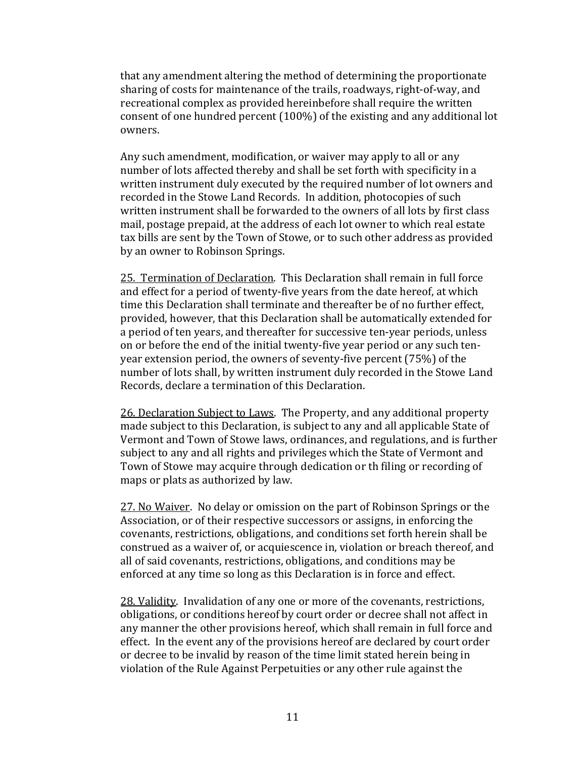that any amendment altering the method of determining the proportionate sharing of costs for maintenance of the trails, roadways, right-of-way, and recreational complex as provided hereinbefore shall require the written consent of one hundred percent (100%) of the existing and any additional lot owners.

Any such amendment, modification, or waiver may apply to all or any number of lots affected thereby and shall be set forth with specificity in a written instrument duly executed by the required number of lot owners and recorded in the Stowe Land Records. In addition, photocopies of such written instrument shall be forwarded to the owners of all lots by first class mail, postage prepaid, at the address of each lot owner to which real estate tax bills are sent by the Town of Stowe, or to such other address as provided by an owner to Robinson Springs.

<u>25. Termination of Declaration</u>. This Declaration shall remain in full force and effect for a period of twenty-five years from the date hereof, at which time this Declaration shall terminate and thereafter be of no further effect, provided, however, that this Declaration shall be automatically extended for a period of ten years, and thereafter for successive ten-year periods, unless on or before the end of the initial twenty-five year period or any such ten-year extension period, the owners of seventy-five percent (75%) of the number of lots shall, by written instrument duly recorded in the Stowe Land Records, declare a termination of this Declaration.

<u>26. Declaration Subject to Laws</u>. The Property, and any additional property made subject to this Declaration, is subject to any and all applicable State of Vermont and Town of Stowe laws, ordinances, and regulations, and is further subject to any and all rights and privileges which the State of Vermont and Town of Stowe may acquire through dedication or th filing or recording of maps or plats as authorized by law.

<u>27. No Waiver</u>. No delay or omission on the part of Robinson Springs or the Association, or of their respective successors or assigns, in enforcing the covenants, restrictions, obligations, and conditions set forth herein shall be construed as a waiver of, or acquiescence in, violation or breach thereof, and all of said covenants, restrictions, obligations, and conditions may be enforced at any time so long as this Declaration is in force and effect.

<u>28. Validity</u>. Invalidation of any one or more of the covenants, restrictions, obligations, or conditions hereof by court order or decree shall not affect in any manner the other provisions hereof, which shall remain in full force and effect. In the event any of the provisions hereof are declared by court order or decree to be invalid by reason of the time limit stated herein being in violation of the Rule Against Perpetuities or any other rule against the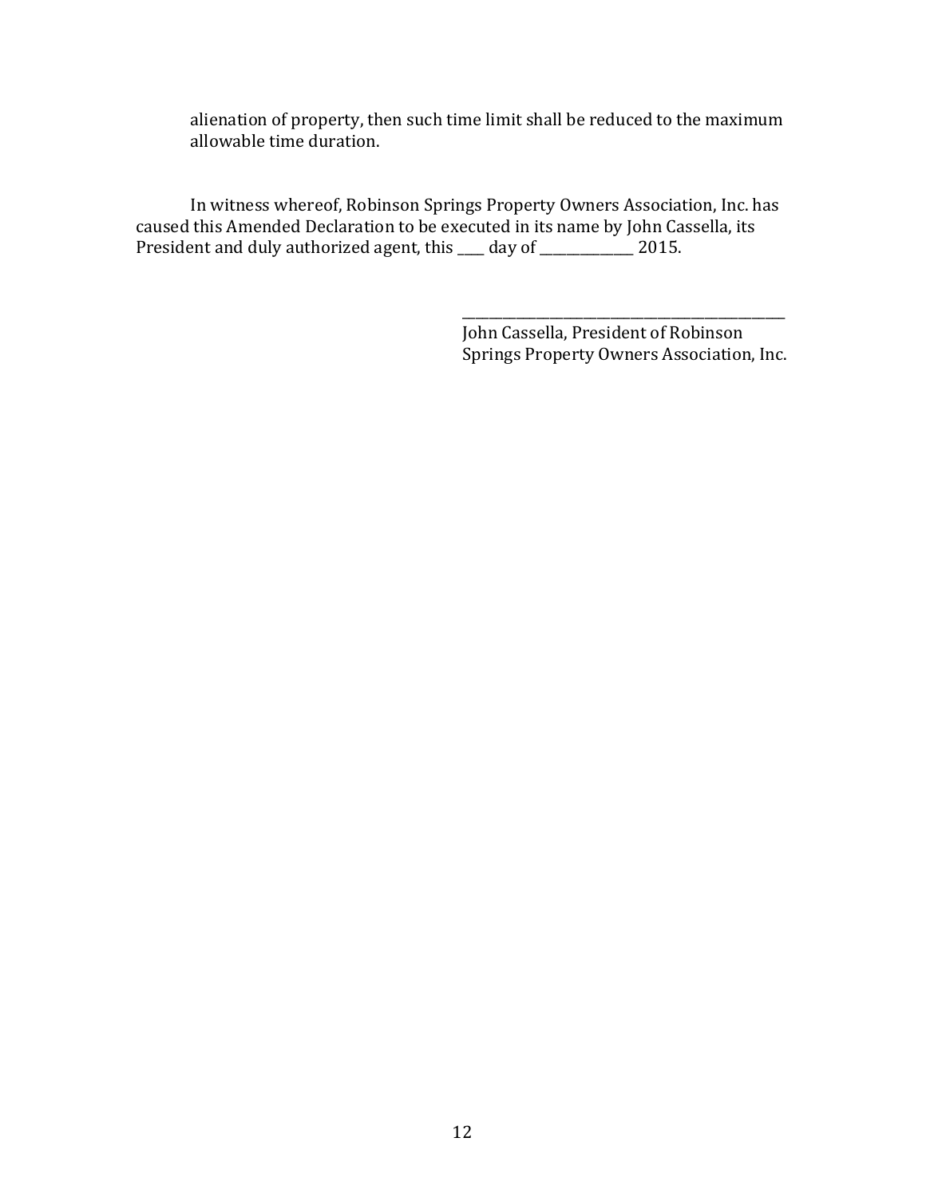alienation of property, then such time limit shall be reduced to the maximum allowable time duration.

In witness whereof, Robinson Springs Property Owners Association, Inc. has caused this Amended Declaration to be executed in its name by John Cassella, its President and duly authorized agent, this ____ day of _____________ 2015.

_______________________________________________
John Cassella, President of Robinson Springs Property Owners Association, Inc.